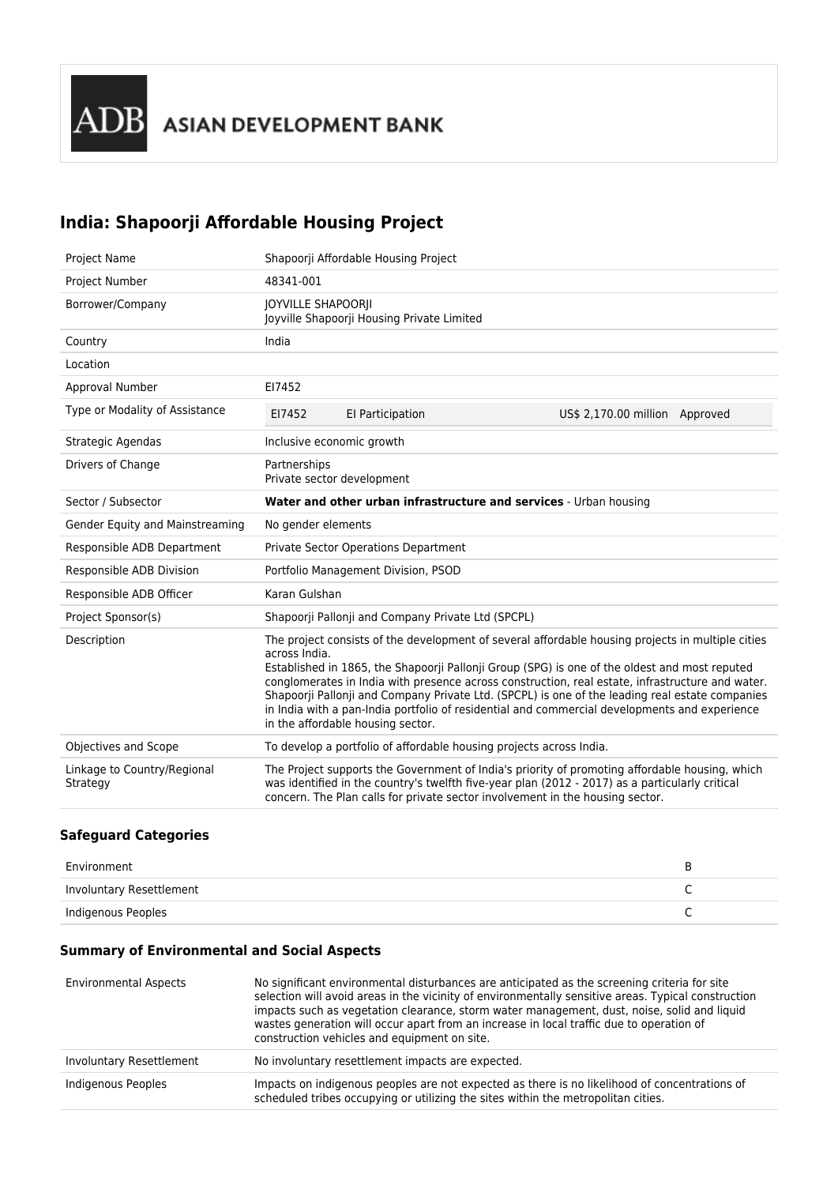ADB ASIAN DEVELOPMENT BANK

# India: Shapoorji Affordable Housing Project

| | |
|---|---|
| Project Name | Shapoorji Affordable Housing Project |
| Project Number | 48341-001 |
| Borrower/Company | JOYVILLE SHAPOORJI<br>Joyville Shapoorji Housing Private Limited |
| Country | India |
| Location | |
| Approval Number | EI7452 |
| Type or Modality of Assistance | EI7452 — EI Participation — US$ 2,170.00 million — Approved |
| Strategic Agendas | Inclusive economic growth |
| Drivers of Change | Partnerships<br>Private sector development |
| Sector / Subsector | **Water and other urban infrastructure and services** - Urban housing |
| Gender Equity and Mainstreaming | No gender elements |
| Responsible ADB Department | Private Sector Operations Department |
| Responsible ADB Division | Portfolio Management Division, PSOD |
| Responsible ADB Officer | Karan Gulshan |
| Project Sponsor(s) | Shapoorji Pallonji and Company Private Ltd (SPCPL) |
| Description | The project consists of the development of several affordable housing projects in multiple cities across India.<br>Established in 1865, the Shapoorji Pallonji Group (SPG) is one of the oldest and most reputed conglomerates in India with presence across construction, real estate, infrastructure and water. Shapoorji Pallonji and Company Private Ltd. (SPCPL) is one of the leading real estate companies in India with a pan-India portfolio of residential and commercial developments and experience in the affordable housing sector. |
| Objectives and Scope | To develop a portfolio of affordable housing projects across India. |
| Linkage to Country/Regional Strategy | The Project supports the Government of India's priority of promoting affordable housing, which was identified in the country's twelfth five-year plan (2012 - 2017) as a particularly critical concern. The Plan calls for private sector involvement in the housing sector. |

### Safeguard Categories

| | |
|---|---|
| Environment | B |
| Involuntary Resettlement | C |
| Indigenous Peoples | C |

### Summary of Environmental and Social Aspects

| | |
|---|---|
| Environmental Aspects | No significant environmental disturbances are anticipated as the screening criteria for site selection will avoid areas in the vicinity of environmentally sensitive areas. Typical construction impacts such as vegetation clearance, storm water management, dust, noise, solid and liquid wastes generation will occur apart from an increase in local traffic due to operation of construction vehicles and equipment on site. |
| Involuntary Resettlement | No involuntary resettlement impacts are expected. |
| Indigenous Peoples | Impacts on indigenous peoples are not expected as there is no likelihood of concentrations of scheduled tribes occupying or utilizing the sites within the metropolitan cities. |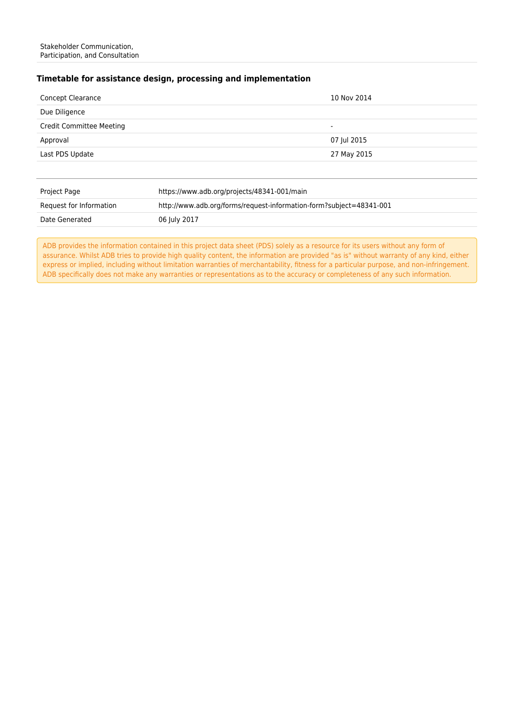Stakeholder Communication, Participation, and Consultation

## Timetable for assistance design, processing and implementation

| | |
|---|---|
| Concept Clearance | 10 Nov 2014 |
| Due Diligence | |
| Credit Committee Meeting | - |
| Approval | 07 Jul 2015 |
| Last PDS Update | 27 May 2015 |

| | |
|---|---|
| Project Page | https://www.adb.org/projects/48341-001/main |
| Request for Information | http://www.adb.org/forms/request-information-form?subject=48341-001 |
| Date Generated | 06 July 2017 |

ADB provides the information contained in this project data sheet (PDS) solely as a resource for its users without any form of assurance. Whilst ADB tries to provide high quality content, the information are provided "as is" without warranty of any kind, either express or implied, including without limitation warranties of merchantability, fitness for a particular purpose, and non-infringement. ADB specifically does not make any warranties or representations as to the accuracy or completeness of any such information.